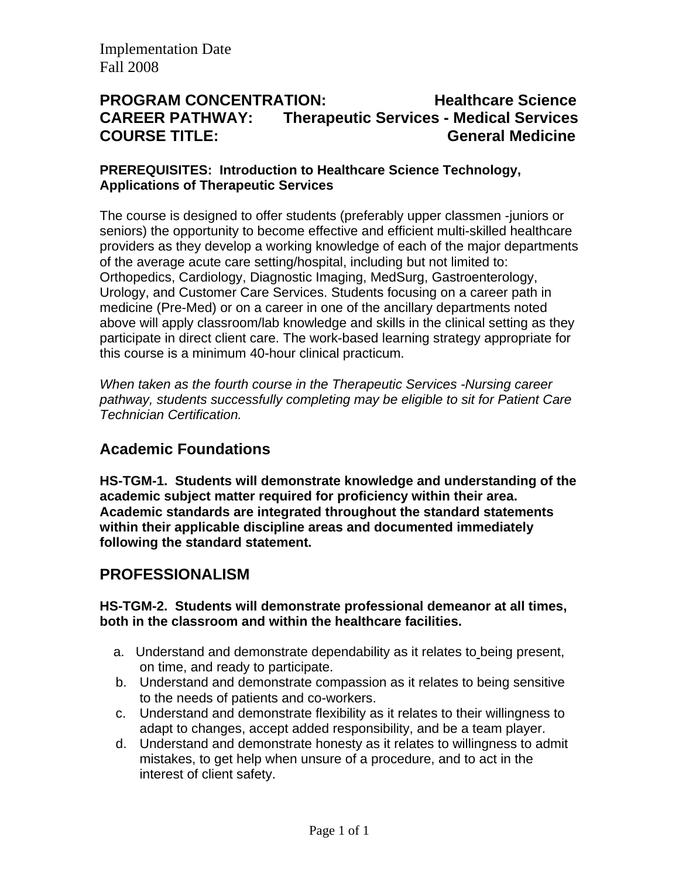Implementation Date
Fall 2008

**PROGRAM CONCENTRATION: Healthcare Science**
**CAREER PATHWAY: Therapeutic Services - Medical Services**
**COURSE TITLE: General Medicine**

**PREREQUISITES: Introduction to Healthcare Science Technology, Applications of Therapeutic Services**

The course is designed to offer students (preferably upper classmen -juniors or seniors) the opportunity to become effective and efficient multi-skilled healthcare providers as they develop a working knowledge of each of the major departments of the average acute care setting/hospital, including but not limited to: Orthopedics, Cardiology, Diagnostic Imaging, MedSurg, Gastroenterology, Urology, and Customer Care Services. Students focusing on a career path in medicine (Pre-Med) or on a career in one of the ancillary departments noted above will apply classroom/lab knowledge and skills in the clinical setting as they participate in direct client care. The work-based learning strategy appropriate for this course is a minimum 40-hour clinical practicum.

*When taken as the fourth course in the Therapeutic Services -Nursing career pathway, students successfully completing may be eligible to sit for Patient Care Technician Certification.*

## Academic Foundations

**HS-TGM-1. Students will demonstrate knowledge and understanding of the academic subject matter required for proficiency within their area. Academic standards are integrated throughout the standard statements within their applicable discipline areas and documented immediately following the standard statement.**

## PROFESSIONALISM

**HS-TGM-2. Students will demonstrate professional demeanor at all times, both in the classroom and within the healthcare facilities.**

a. Understand and demonstrate dependability as it relates to being present, on time, and ready to participate.
b. Understand and demonstrate compassion as it relates to being sensitive to the needs of patients and co-workers.
c. Understand and demonstrate flexibility as it relates to their willingness to adapt to changes, accept added responsibility, and be a team player.
d. Understand and demonstrate honesty as it relates to willingness to admit mistakes, to get help when unsure of a procedure, and to act in the interest of client safety.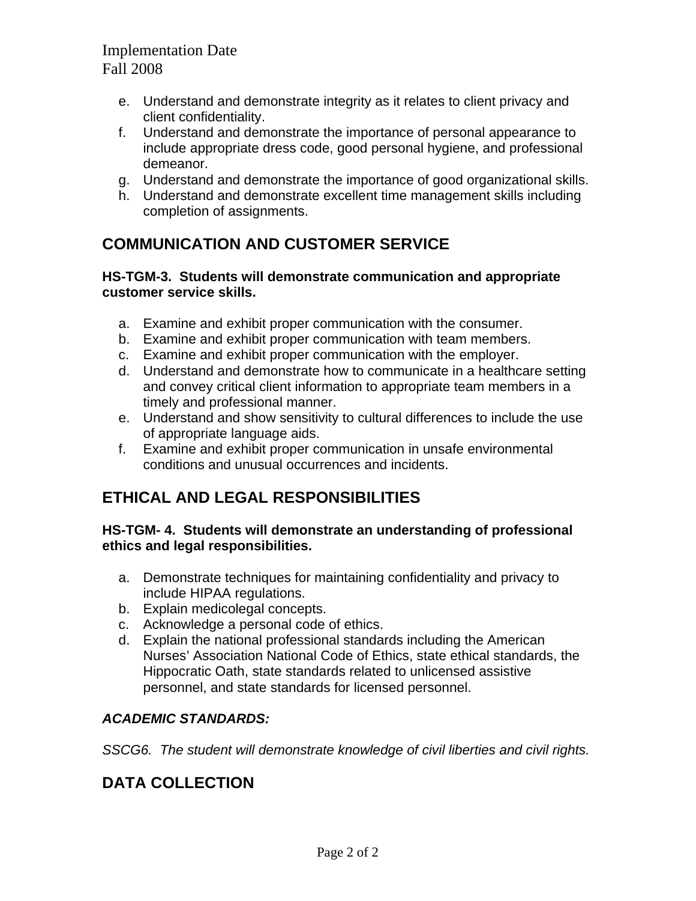Implementation Date
Fall 2008

e. Understand and demonstrate integrity as it relates to client privacy and client confidentiality.
f. Understand and demonstrate the importance of personal appearance to include appropriate dress code, good personal hygiene, and professional demeanor.
g. Understand and demonstrate the importance of good organizational skills.
h. Understand and demonstrate excellent time management skills including completion of assignments.

## COMMUNICATION AND CUSTOMER SERVICE

**HS-TGM-3. Students will demonstrate communication and appropriate customer service skills.**

a. Examine and exhibit proper communication with the consumer.
b. Examine and exhibit proper communication with team members.
c. Examine and exhibit proper communication with the employer.
d. Understand and demonstrate how to communicate in a healthcare setting and convey critical client information to appropriate team members in a timely and professional manner.
e. Understand and show sensitivity to cultural differences to include the use of appropriate language aids.
f. Examine and exhibit proper communication in unsafe environmental conditions and unusual occurrences and incidents.

## ETHICAL AND LEGAL RESPONSIBILITIES

**HS-TGM- 4. Students will demonstrate an understanding of professional ethics and legal responsibilities.**

a. Demonstrate techniques for maintaining confidentiality and privacy to include HIPAA regulations.
b. Explain medicolegal concepts.
c. Acknowledge a personal code of ethics.
d. Explain the national professional standards including the American Nurses' Association National Code of Ethics, state ethical standards, the Hippocratic Oath, state standards related to unlicensed assistive personnel, and state standards for licensed personnel.

***ACADEMIC STANDARDS:***

*SSCG6. The student will demonstrate knowledge of civil liberties and civil rights.*

## DATA COLLECTION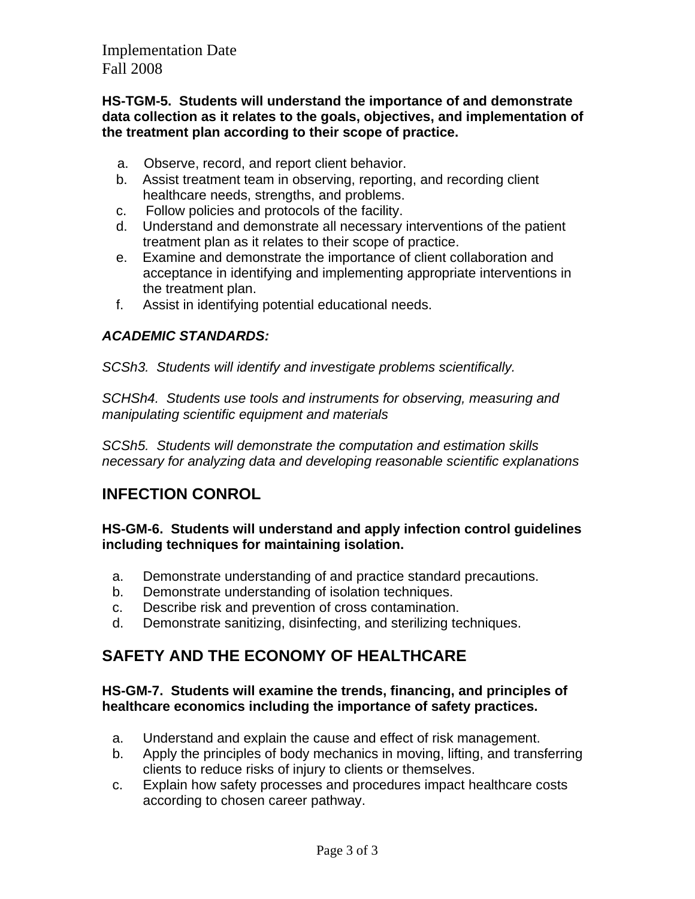Implementation Date
Fall 2008

**HS-TGM-5. Students will understand the importance of and demonstrate data collection as it relates to the goals, objectives, and implementation of the treatment plan according to their scope of practice.**

a. Observe, record, and report client behavior.
b. Assist treatment team in observing, reporting, and recording client healthcare needs, strengths, and problems.
c. Follow policies and protocols of the facility.
d. Understand and demonstrate all necessary interventions of the patient treatment plan as it relates to their scope of practice.
e. Examine and demonstrate the importance of client collaboration and acceptance in identifying and implementing appropriate interventions in the treatment plan.
f. Assist in identifying potential educational needs.

***ACADEMIC STANDARDS:***

*SCSh3. Students will identify and investigate problems scientifically.*

*SCHSh4. Students use tools and instruments for observing, measuring and manipulating scientific equipment and materials*

*SCSh5. Students will demonstrate the computation and estimation skills necessary for analyzing data and developing reasonable scientific explanations*

## INFECTION CONROL

**HS-GM-6. Students will understand and apply infection control guidelines including techniques for maintaining isolation.**

a. Demonstrate understanding of and practice standard precautions.
b. Demonstrate understanding of isolation techniques.
c. Describe risk and prevention of cross contamination.
d. Demonstrate sanitizing, disinfecting, and sterilizing techniques.

## SAFETY AND THE ECONOMY OF HEALTHCARE

**HS-GM-7. Students will examine the trends, financing, and principles of healthcare economics including the importance of safety practices.**

a. Understand and explain the cause and effect of risk management.
b. Apply the principles of body mechanics in moving, lifting, and transferring clients to reduce risks of injury to clients or themselves.
c. Explain how safety processes and procedures impact healthcare costs according to chosen career pathway.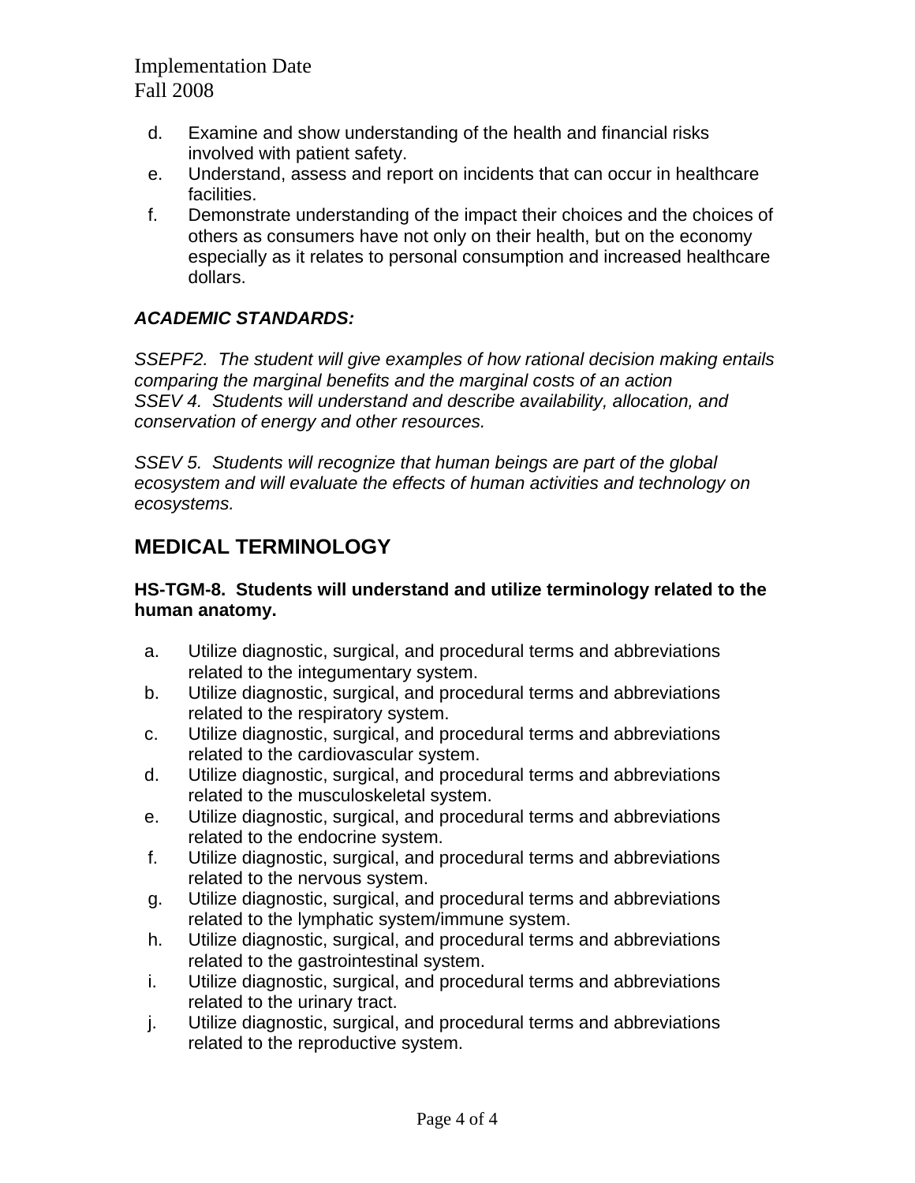d. Examine and show understanding of the health and financial risks involved with patient safety.
e. Understand, assess and report on incidents that can occur in healthcare facilities.
f. Demonstrate understanding of the impact their choices and the choices of others as consumers have not only on their health, but on the economy especially as it relates to personal consumption and increased healthcare dollars.

***ACADEMIC STANDARDS:***

*SSEPF2. The student will give examples of how rational decision making entails comparing the marginal benefits and the marginal costs of an action*
*SSEV 4. Students will understand and describe availability, allocation, and conservation of energy and other resources.*

*SSEV 5. Students will recognize that human beings are part of the global ecosystem and will evaluate the effects of human activities and technology on ecosystems.*

## MEDICAL TERMINOLOGY

**HS-TGM-8. Students will understand and utilize terminology related to the human anatomy.**

a. Utilize diagnostic, surgical, and procedural terms and abbreviations related to the integumentary system.
b. Utilize diagnostic, surgical, and procedural terms and abbreviations related to the respiratory system.
c. Utilize diagnostic, surgical, and procedural terms and abbreviations related to the cardiovascular system.
d. Utilize diagnostic, surgical, and procedural terms and abbreviations related to the musculoskeletal system.
e. Utilize diagnostic, surgical, and procedural terms and abbreviations related to the endocrine system.
f. Utilize diagnostic, surgical, and procedural terms and abbreviations related to the nervous system.
g. Utilize diagnostic, surgical, and procedural terms and abbreviations related to the lymphatic system/immune system.
h. Utilize diagnostic, surgical, and procedural terms and abbreviations related to the gastrointestinal system.
i. Utilize diagnostic, surgical, and procedural terms and abbreviations related to the urinary tract.
j. Utilize diagnostic, surgical, and procedural terms and abbreviations related to the reproductive system.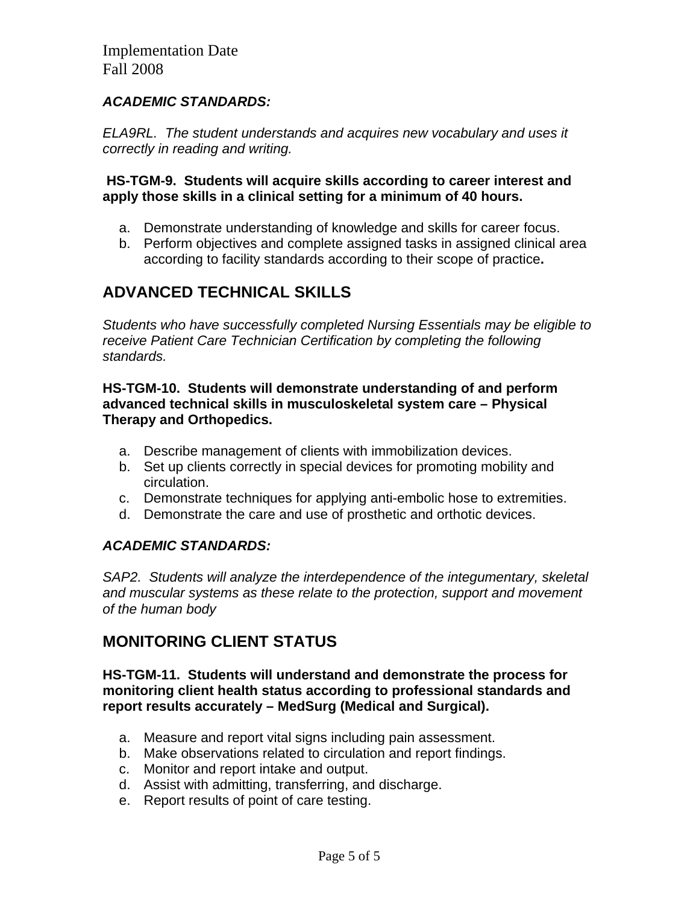Implementation Date
Fall 2008

***ACADEMIC STANDARDS:***

*ELA9RL. The student understands and acquires new vocabulary and uses it correctly in reading and writing.*

**HS-TGM-9. Students will acquire skills according to career interest and apply those skills in a clinical setting for a minimum of 40 hours.**

a. Demonstrate understanding of knowledge and skills for career focus.
b. Perform objectives and complete assigned tasks in assigned clinical area according to facility standards according to their scope of practice**.**

## ADVANCED TECHNICAL SKILLS

*Students who have successfully completed Nursing Essentials may be eligible to receive Patient Care Technician Certification by completing the following standards.*

**HS-TGM-10. Students will demonstrate understanding of and perform advanced technical skills in musculoskeletal system care – Physical Therapy and Orthopedics.**

a. Describe management of clients with immobilization devices.
b. Set up clients correctly in special devices for promoting mobility and circulation.
c. Demonstrate techniques for applying anti-embolic hose to extremities.
d. Demonstrate the care and use of prosthetic and orthotic devices.

***ACADEMIC STANDARDS:***

*SAP2. Students will analyze the interdependence of the integumentary, skeletal and muscular systems as these relate to the protection, support and movement of the human body*

## MONITORING CLIENT STATUS

**HS-TGM-11. Students will understand and demonstrate the process for monitoring client health status according to professional standards and report results accurately – MedSurg (Medical and Surgical).**

a. Measure and report vital signs including pain assessment.
b. Make observations related to circulation and report findings.
c. Monitor and report intake and output.
d. Assist with admitting, transferring, and discharge.
e. Report results of point of care testing.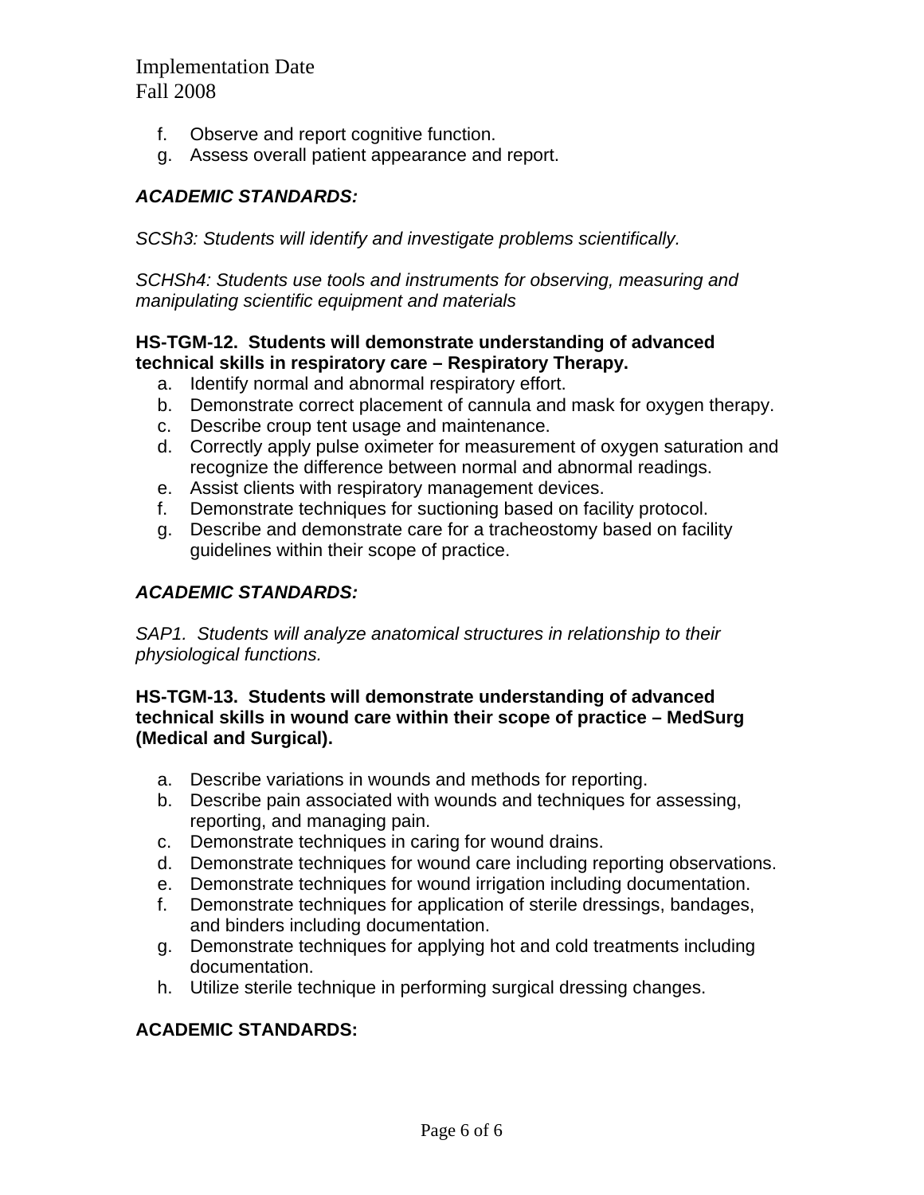f. Observe and report cognitive function.
g. Assess overall patient appearance and report.

***ACADEMIC STANDARDS:***

*SCSh3: Students will identify and investigate problems scientifically.*

*SCHSh4: Students use tools and instruments for observing, measuring and manipulating scientific equipment and materials*

**HS-TGM-12. Students will demonstrate understanding of advanced technical skills in respiratory care – Respiratory Therapy.**

a. Identify normal and abnormal respiratory effort.
b. Demonstrate correct placement of cannula and mask for oxygen therapy.
c. Describe croup tent usage and maintenance.
d. Correctly apply pulse oximeter for measurement of oxygen saturation and recognize the difference between normal and abnormal readings.
e. Assist clients with respiratory management devices.
f. Demonstrate techniques for suctioning based on facility protocol.
g. Describe and demonstrate care for a tracheostomy based on facility guidelines within their scope of practice.

***ACADEMIC STANDARDS:***

*SAP1. Students will analyze anatomical structures in relationship to their physiological functions.*

**HS-TGM-13. Students will demonstrate understanding of advanced technical skills in wound care within their scope of practice – MedSurg (Medical and Surgical).**

a. Describe variations in wounds and methods for reporting.
b. Describe pain associated with wounds and techniques for assessing, reporting, and managing pain.
c. Demonstrate techniques in caring for wound drains.
d. Demonstrate techniques for wound care including reporting observations.
e. Demonstrate techniques for wound irrigation including documentation.
f. Demonstrate techniques for application of sterile dressings, bandages, and binders including documentation.
g. Demonstrate techniques for applying hot and cold treatments including documentation.
h. Utilize sterile technique in performing surgical dressing changes.

**ACADEMIC STANDARDS:**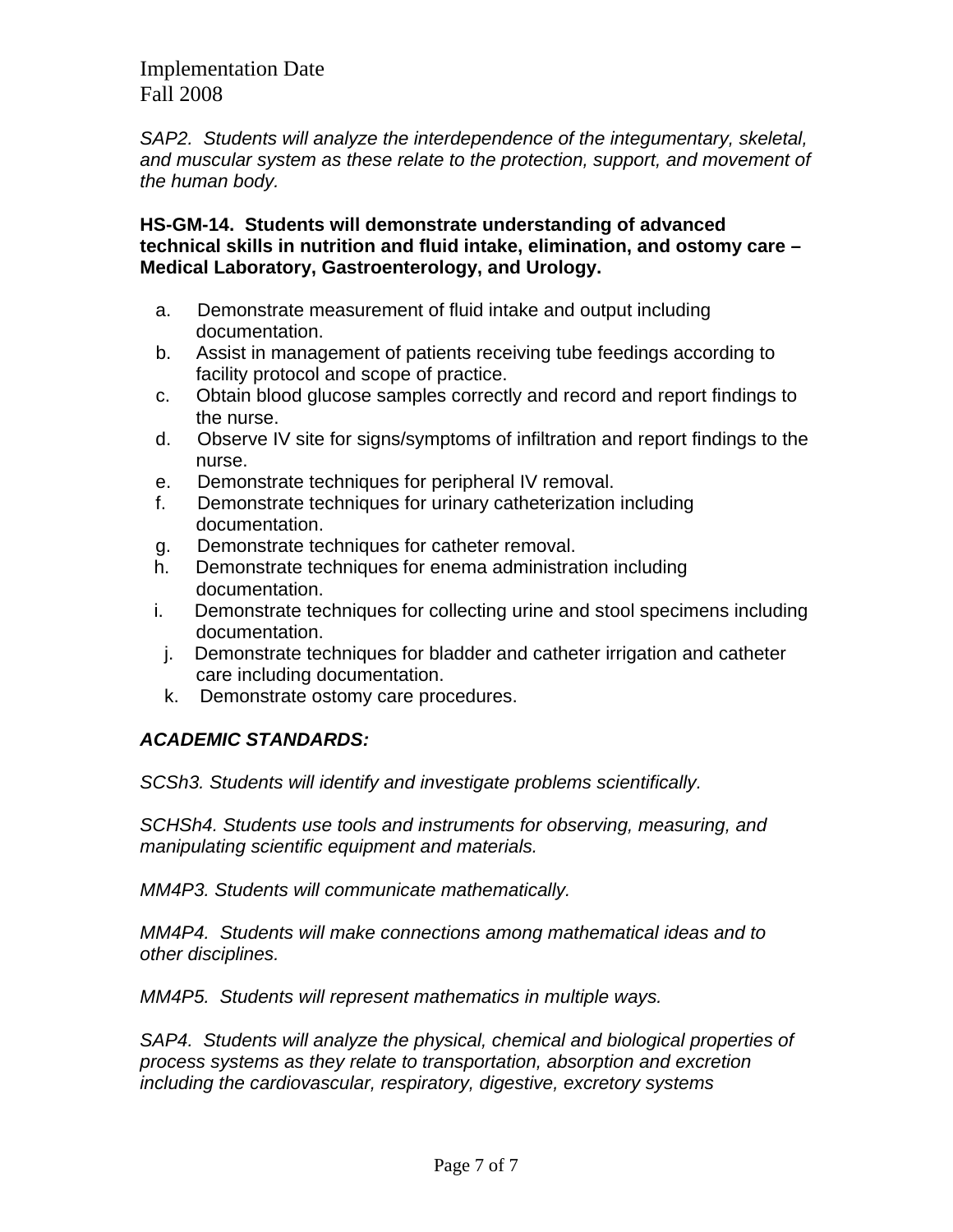Implementation Date
Fall 2008

*SAP2. Students will analyze the interdependence of the integumentary, skeletal, and muscular system as these relate to the protection, support, and movement of the human body.*

**HS-GM-14. Students will demonstrate understanding of advanced technical skills in nutrition and fluid intake, elimination, and ostomy care – Medical Laboratory, Gastroenterology, and Urology.**

a. Demonstrate measurement of fluid intake and output including documentation.
b. Assist in management of patients receiving tube feedings according to facility protocol and scope of practice.
c. Obtain blood glucose samples correctly and record and report findings to the nurse.
d. Observe IV site for signs/symptoms of infiltration and report findings to the nurse.
e. Demonstrate techniques for peripheral IV removal.
f. Demonstrate techniques for urinary catheterization including documentation.
g. Demonstrate techniques for catheter removal.
h. Demonstrate techniques for enema administration including documentation.
i. Demonstrate techniques for collecting urine and stool specimens including documentation.
j. Demonstrate techniques for bladder and catheter irrigation and catheter care including documentation.
k. Demonstrate ostomy care procedures.

***ACADEMIC STANDARDS:***

*SCSh3. Students will identify and investigate problems scientifically.*

*SCHSh4. Students use tools and instruments for observing, measuring, and manipulating scientific equipment and materials.*

*MM4P3. Students will communicate mathematically.*

*MM4P4. Students will make connections among mathematical ideas and to other disciplines.*

*MM4P5. Students will represent mathematics in multiple ways.*

*SAP4. Students will analyze the physical, chemical and biological properties of process systems as they relate to transportation, absorption and excretion including the cardiovascular, respiratory, digestive, excretory systems*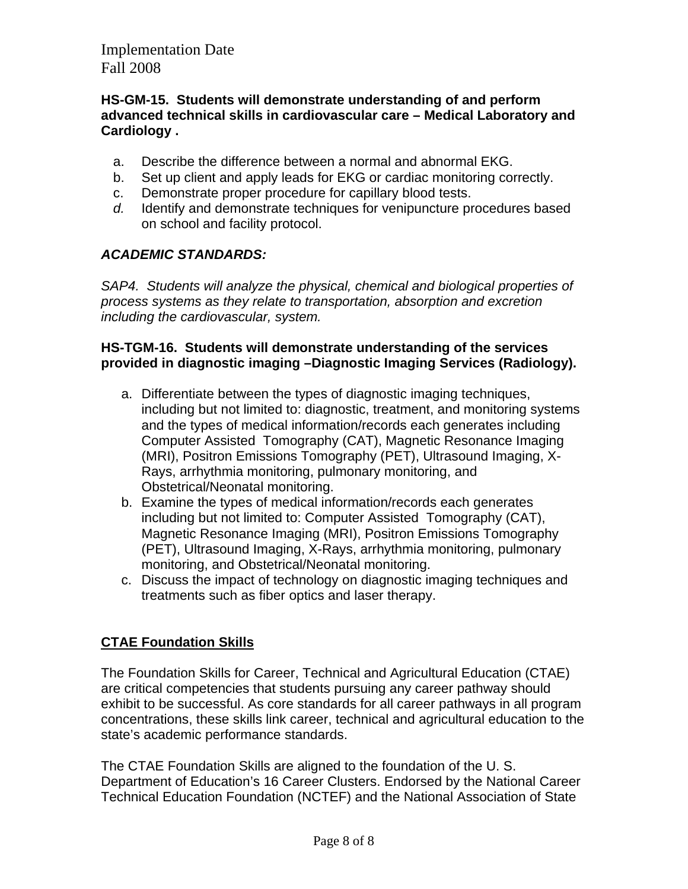Implementation Date
Fall 2008

**HS-GM-15. Students will demonstrate understanding of and perform advanced technical skills in cardiovascular care – Medical Laboratory and Cardiology .**

a. Describe the difference between a normal and abnormal EKG.
b. Set up client and apply leads for EKG or cardiac monitoring correctly.
c. Demonstrate proper procedure for capillary blood tests.
*d.* Identify and demonstrate techniques for venipuncture procedures based on school and facility protocol.

***ACADEMIC STANDARDS:***

*SAP4. Students will analyze the physical, chemical and biological properties of process systems as they relate to transportation, absorption and excretion including the cardiovascular, system.*

**HS-TGM-16. Students will demonstrate understanding of the services provided in diagnostic imaging –Diagnostic Imaging Services (Radiology).**

a. Differentiate between the types of diagnostic imaging techniques, including but not limited to: diagnostic, treatment, and monitoring systems and the types of medical information/records each generates including Computer Assisted Tomography (CAT), Magnetic Resonance Imaging (MRI), Positron Emissions Tomography (PET), Ultrasound Imaging, X-Rays, arrhythmia monitoring, pulmonary monitoring, and Obstetrical/Neonatal monitoring.
b. Examine the types of medical information/records each generates including but not limited to: Computer Assisted Tomography (CAT), Magnetic Resonance Imaging (MRI), Positron Emissions Tomography (PET), Ultrasound Imaging, X-Rays, arrhythmia monitoring, pulmonary monitoring, and Obstetrical/Neonatal monitoring.
c. Discuss the impact of technology on diagnostic imaging techniques and treatments such as fiber optics and laser therapy.

## <u>CTAE Foundation Skills</u>

The Foundation Skills for Career, Technical and Agricultural Education (CTAE) are critical competencies that students pursuing any career pathway should exhibit to be successful. As core standards for all career pathways in all program concentrations, these skills link career, technical and agricultural education to the state's academic performance standards.

The CTAE Foundation Skills are aligned to the foundation of the U. S. Department of Education's 16 Career Clusters. Endorsed by the National Career Technical Education Foundation (NCTEF) and the National Association of State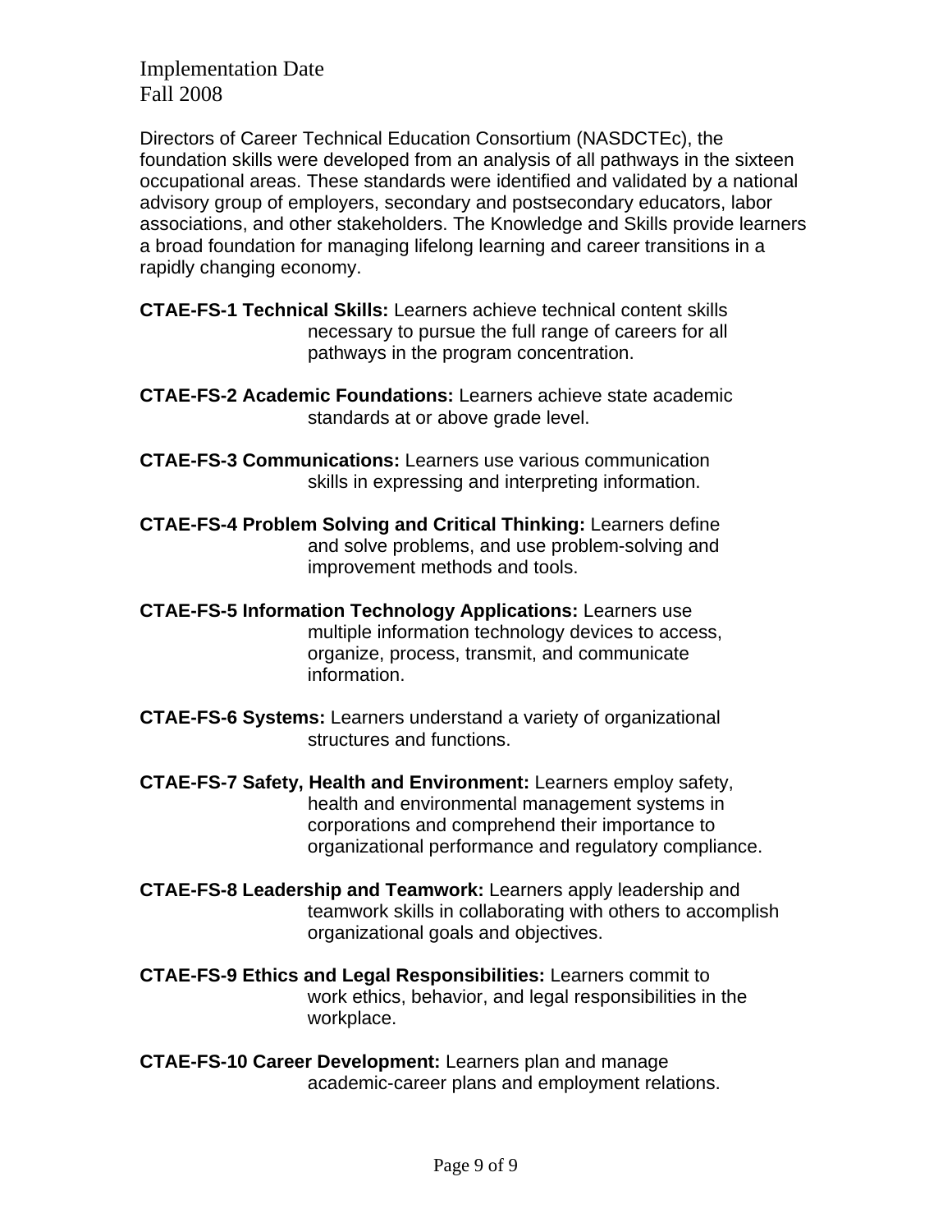Implementation Date
Fall 2008

Directors of Career Technical Education Consortium (NASDCTEc), the foundation skills were developed from an analysis of all pathways in the sixteen occupational areas. These standards were identified and validated by a national advisory group of employers, secondary and postsecondary educators, labor associations, and other stakeholders. The Knowledge and Skills provide learners a broad foundation for managing lifelong learning and career transitions in a rapidly changing economy.

**CTAE-FS-1 Technical Skills:** Learners achieve technical content skills necessary to pursue the full range of careers for all pathways in the program concentration.

**CTAE-FS-2 Academic Foundations:** Learners achieve state academic standards at or above grade level.

**CTAE-FS-3 Communications:** Learners use various communication skills in expressing and interpreting information.

**CTAE-FS-4 Problem Solving and Critical Thinking:** Learners define and solve problems, and use problem-solving and improvement methods and tools.

**CTAE-FS-5 Information Technology Applications:** Learners use multiple information technology devices to access, organize, process, transmit, and communicate information.

**CTAE-FS-6 Systems:** Learners understand a variety of organizational structures and functions.

**CTAE-FS-7 Safety, Health and Environment:** Learners employ safety, health and environmental management systems in corporations and comprehend their importance to organizational performance and regulatory compliance.

**CTAE-FS-8 Leadership and Teamwork:** Learners apply leadership and teamwork skills in collaborating with others to accomplish organizational goals and objectives.

**CTAE-FS-9 Ethics and Legal Responsibilities:** Learners commit to work ethics, behavior, and legal responsibilities in the workplace.

**CTAE-FS-10 Career Development:** Learners plan and manage academic-career plans and employment relations.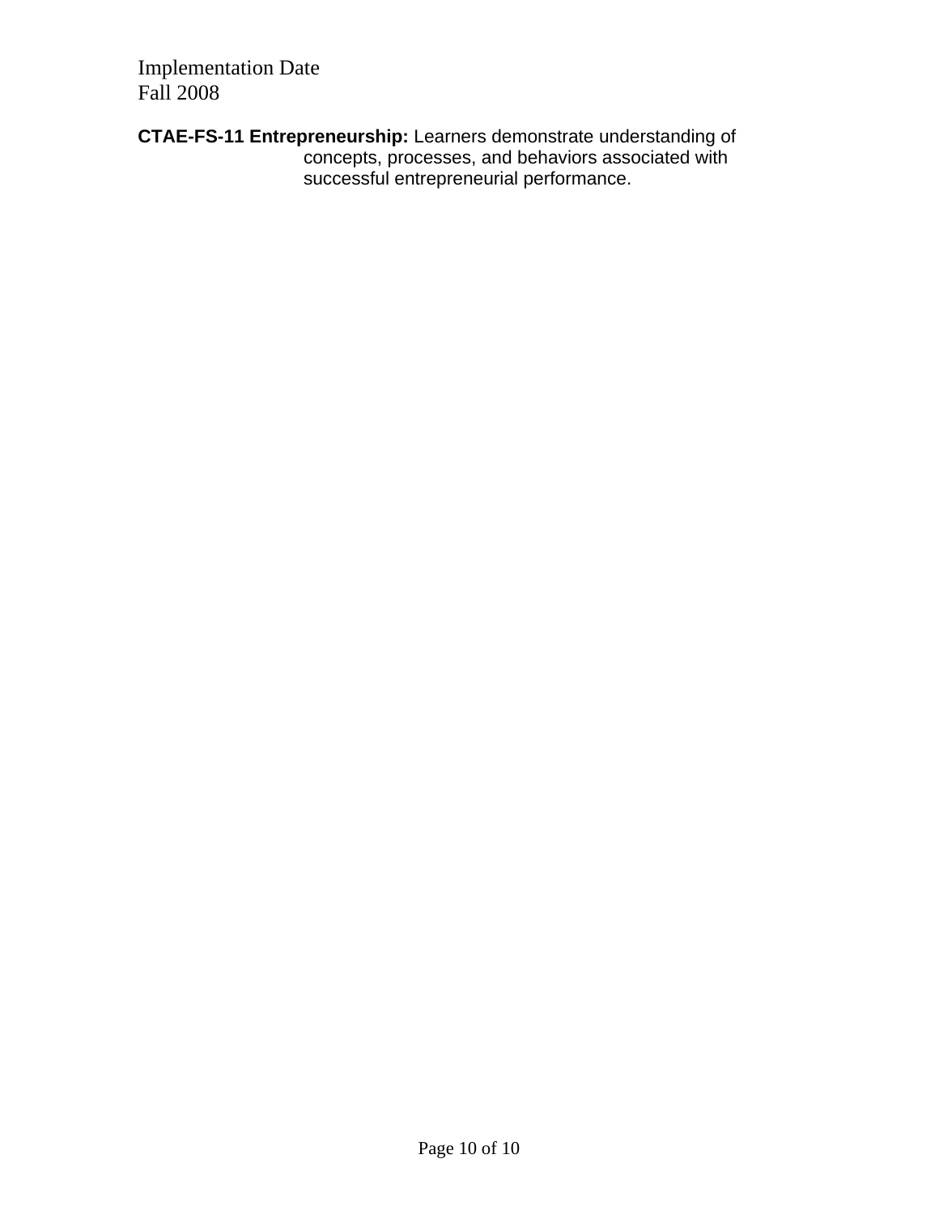Implementation Date
Fall 2008

**CTAE-FS-11 Entrepreneurship:** Learners demonstrate understanding of concepts, processes, and behaviors associated with successful entrepreneurial performance.